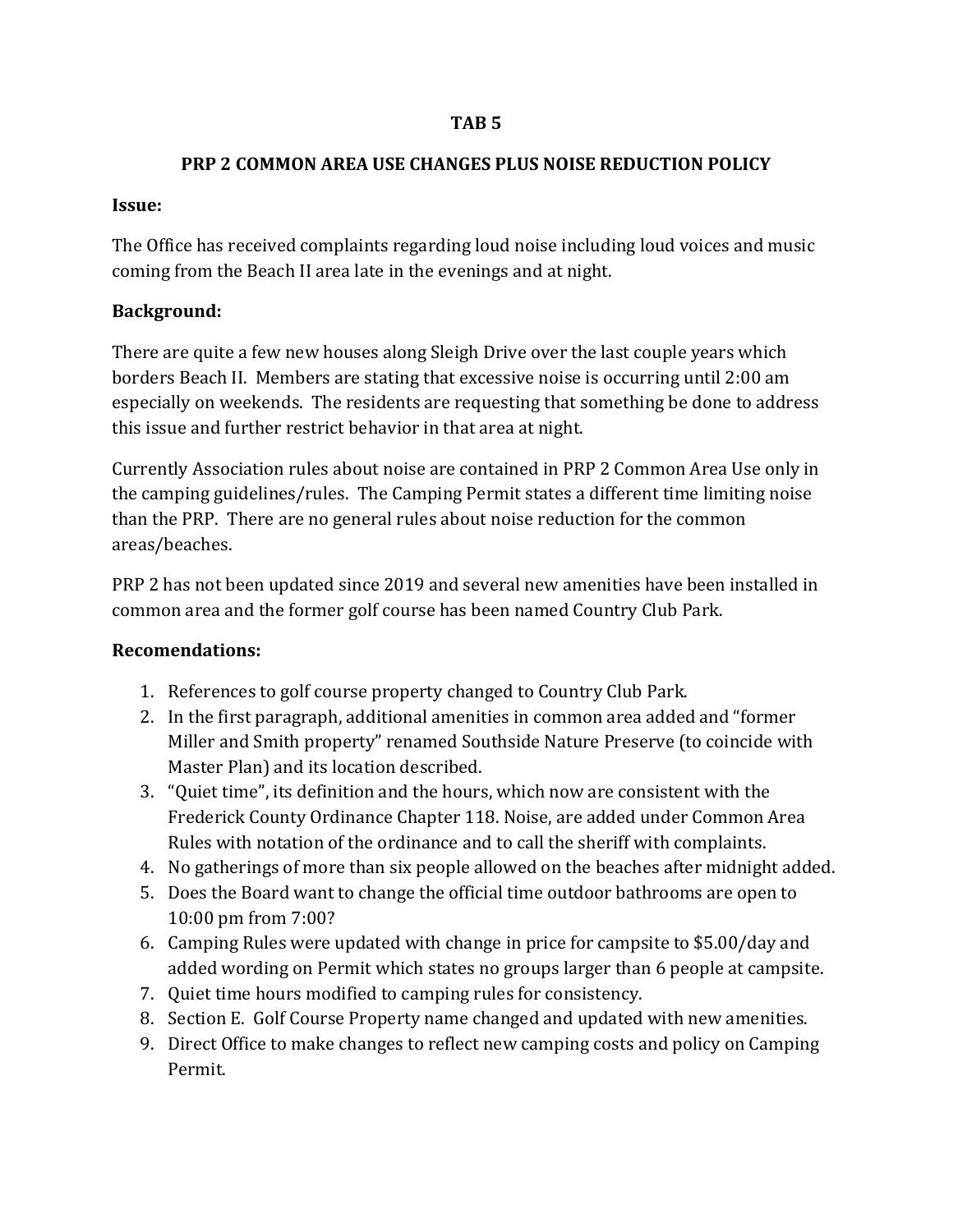**TAB 5**

**PRP 2 COMMON AREA USE CHANGES PLUS NOISE REDUCTION POLICY**

**Issue:**

The Office has received complaints regarding loud noise including loud voices and music coming from the Beach II area late in the evenings and at night.

**Background:**

There are quite a few new houses along Sleigh Drive over the last couple years which borders Beach II. Members are stating that excessive noise is occurring until 2:00 am especially on weekends. The residents are requesting that something be done to address this issue and further restrict behavior in that area at night.

Currently Association rules about noise are contained in PRP 2 Common Area Use only in the camping guidelines/rules. The Camping Permit states a different time limiting noise than the PRP. There are no general rules about noise reduction for the common areas/beaches.

PRP 2 has not been updated since 2019 and several new amenities have been installed in common area and the former golf course has been named Country Club Park.

**Recomendations:**

1. References to golf course property changed to Country Club Park.
2. In the first paragraph, additional amenities in common area added and "former Miller and Smith property" renamed Southside Nature Preserve (to coincide with Master Plan) and its location described.
3. "Quiet time", its definition and the hours, which now are consistent with the Frederick County Ordinance Chapter 118. Noise, are added under Common Area Rules with notation of the ordinance and to call the sheriff with complaints.
4. No gatherings of more than six people allowed on the beaches after midnight added.
5. Does the Board want to change the official time outdoor bathrooms are open to 10:00 pm from 7:00?
6. Camping Rules were updated with change in price for campsite to $5.00/day and added wording on Permit which states no groups larger than 6 people at campsite.
7. Quiet time hours modified to camping rules for consistency.
8. Section E. Golf Course Property name changed and updated with new amenities.
9. Direct Office to make changes to reflect new camping costs and policy on Camping Permit.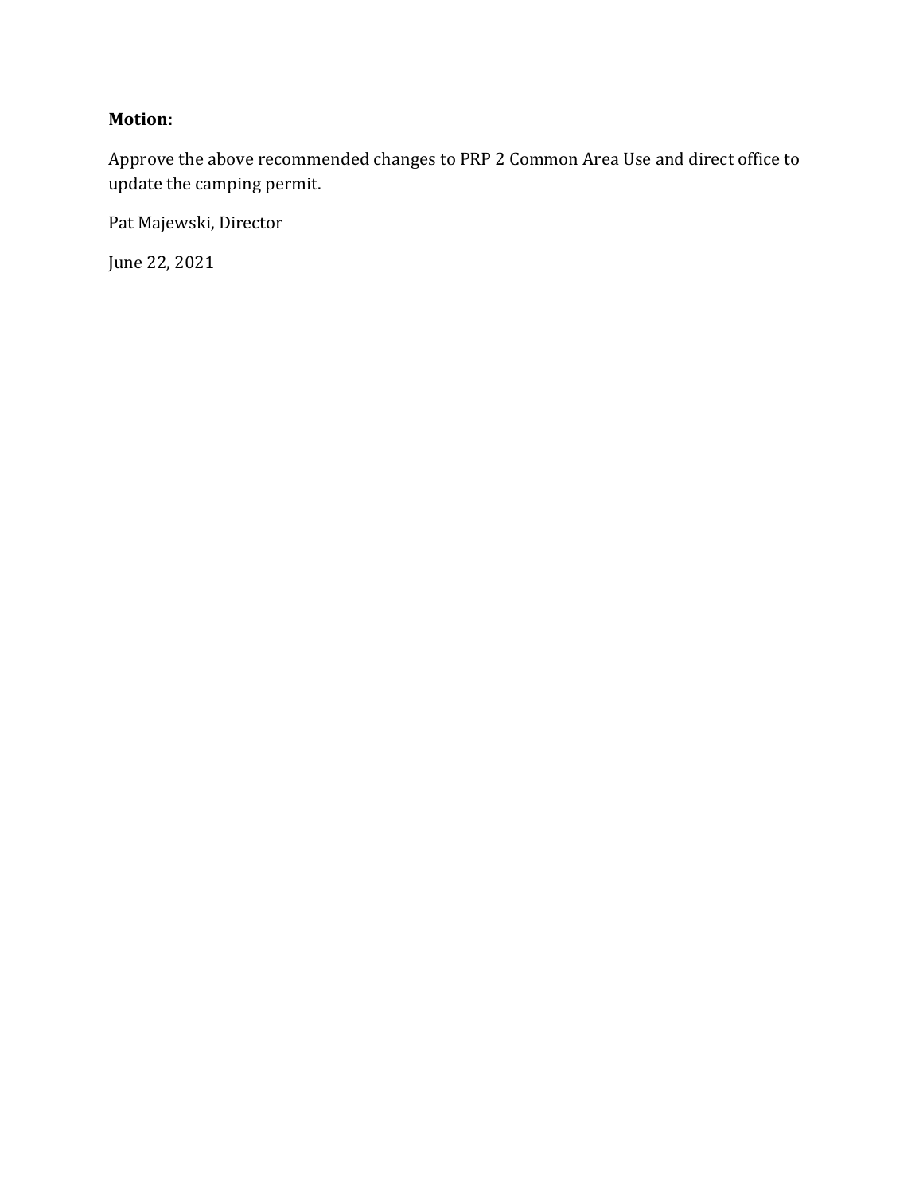**Motion:**

Approve the above recommended changes to PRP 2 Common Area Use and direct office to update the camping permit.

Pat Majewski, Director

June 22, 2021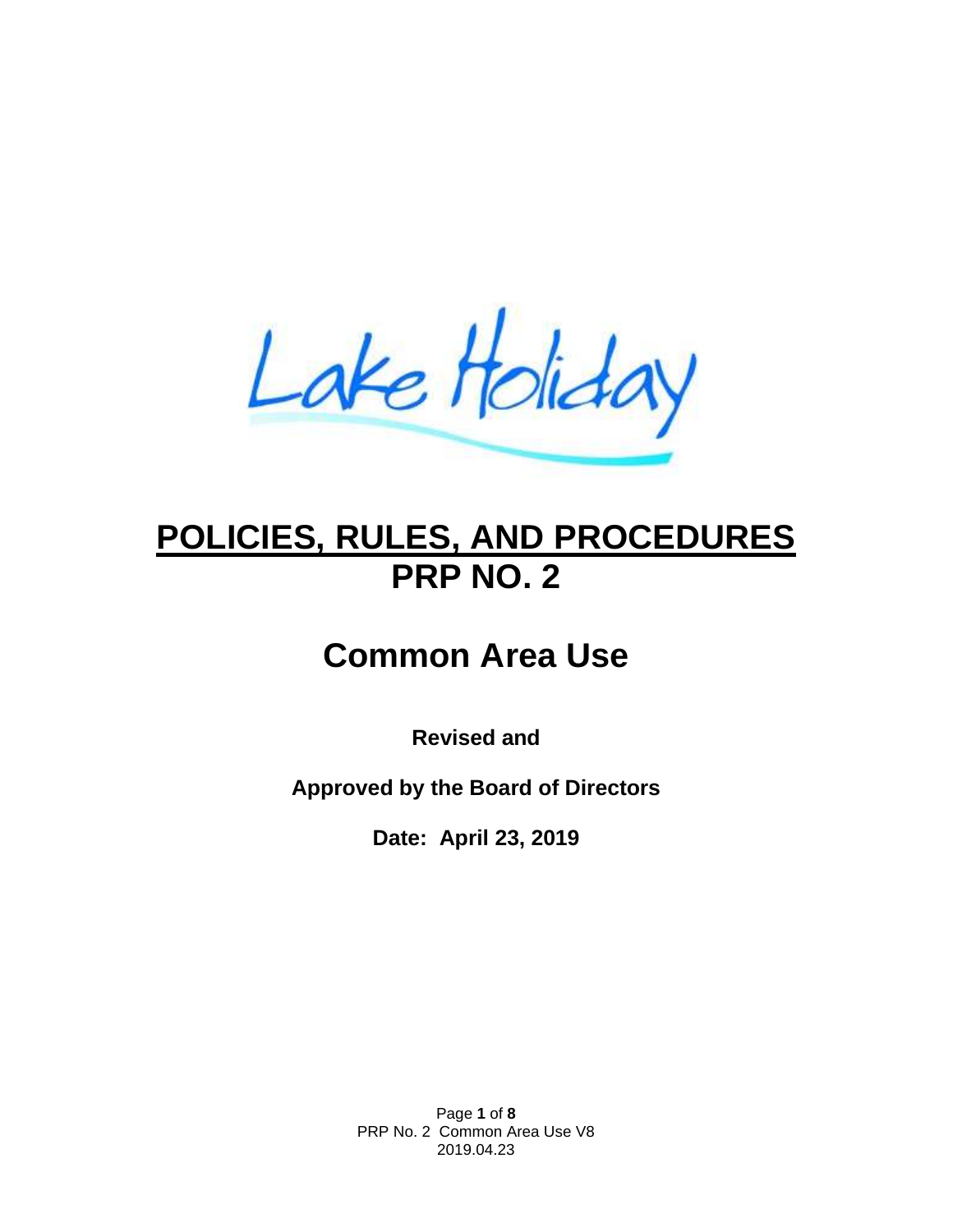# POLICIES, RULES, AND PROCEDURES
# PRP NO. 2

## Common Area Use

**Revised and**

**Approved by the Board of Directors**

**Date: April 23, 2019**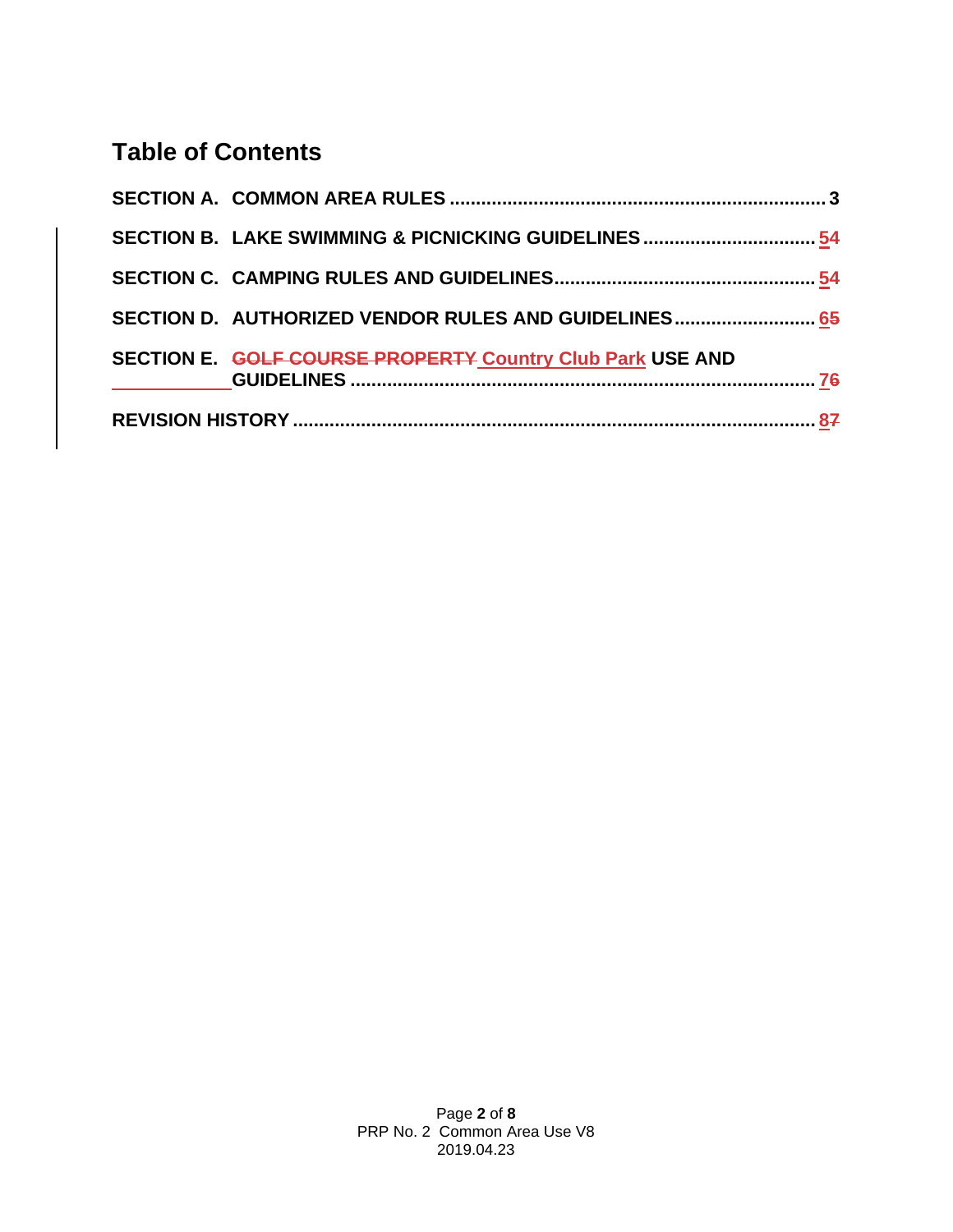## Table of Contents

SECTION A. COMMON AREA RULES ........................................................................ 3

SECTION B. LAKE SWIMMING & PICNICKING GUIDELINES ................................. ~~4~~ 5

SECTION C. CAMPING RULES AND GUIDELINES................................................ ~~4~~ 5

SECTION D. AUTHORIZED VENDOR RULES AND GUIDELINES........................... ~~5~~ 6

SECTION E. ~~GOLF COURSE PROPERTY~~ Country Club Park USE AND GUIDELINES ......................................................................................... ~~6~~ 7

REVISION HISTORY .................................................................................................. ~~7~~ 8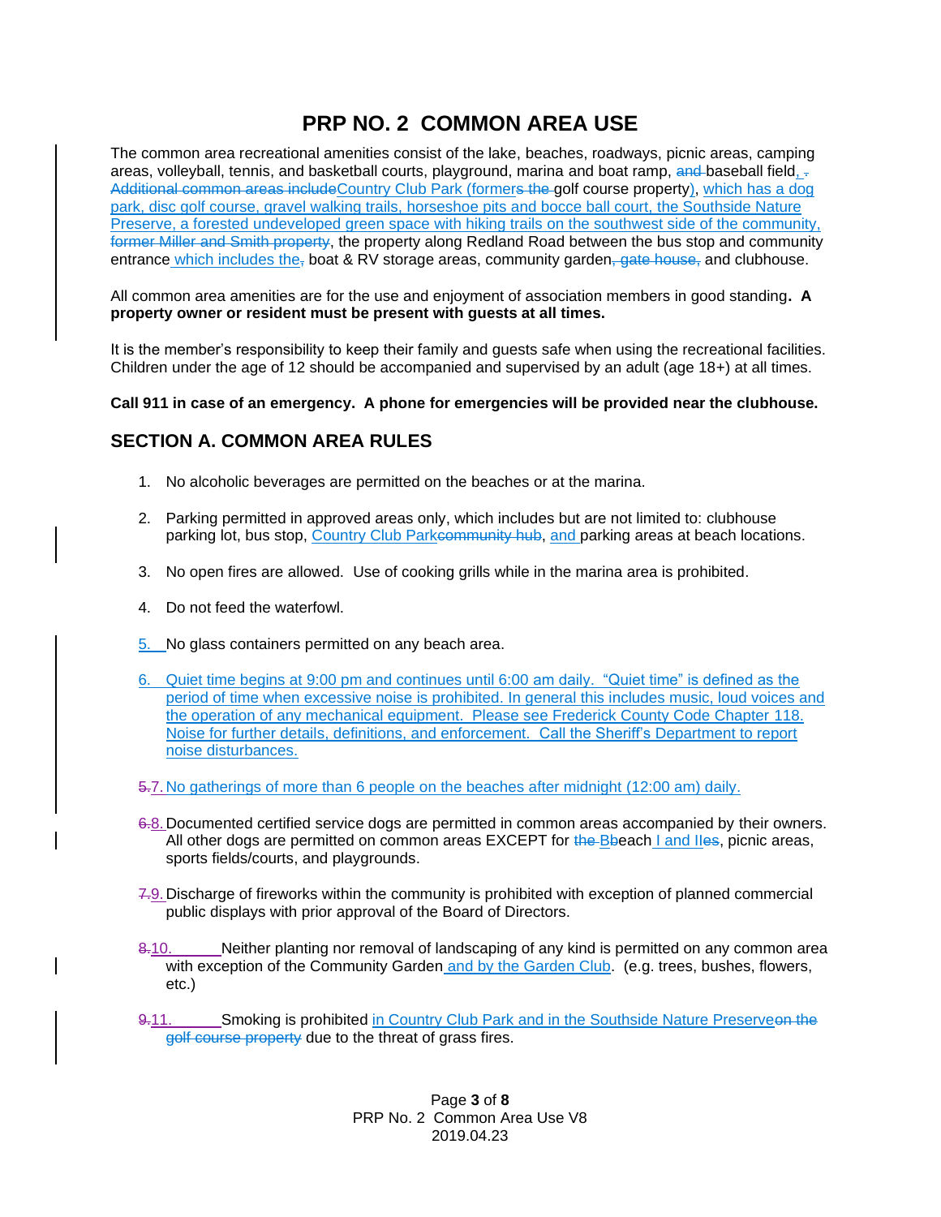# PRP NO. 2 COMMON AREA USE

The common area recreational amenities consist of the lake, beaches, roadways, picnic areas, camping areas, volleyball, tennis, and basketball courts, playground, marina and boat ramp, ~~and~~ baseball field, ~~. Additional common areas include~~ Country Club Park (former~~s the~~ golf course property), which has a dog park, disc golf course, gravel walking trails, horseshoe pits and bocce ball court, the Southside Nature Preserve, a forested undeveloped green space with hiking trails on the southwest side of the community, ~~former Miller and Smith property~~, the property along Redland Road between the bus stop and community entrance which includes the~~,~~ boat & RV storage areas, community garden~~, gate house,~~ and clubhouse.

All common area amenities are for the use and enjoyment of association members in good standing. **A property owner or resident must be present with guests at all times.**

It is the member's responsibility to keep their family and guests safe when using the recreational facilities. Children under the age of 12 should be accompanied and supervised by an adult (age 18+) at all times.

**Call 911 in case of an emergency. A phone for emergencies will be provided near the clubhouse.**

## SECTION A. COMMON AREA RULES

1. No alcoholic beverages are permitted on the beaches or at the marina.

2. Parking permitted in approved areas only, which includes but are not limited to: clubhouse parking lot, bus stop, Country Club Park~~community hub~~, and parking areas at beach locations.

3. No open fires are allowed. Use of cooking grills while in the marina area is prohibited.

4. Do not feed the waterfowl.

5. No glass containers permitted on any beach area.

6. Quiet time begins at 9:00 pm and continues until 6:00 am daily. "Quiet time" is defined as the period of time when excessive noise is prohibited. In general this includes music, loud voices and the operation of any mechanical equipment. Please see Frederick County Code Chapter 118. Noise for further details, definitions, and enforcement. Call the Sheriff's Department to report noise disturbances.

~~5.~~7. No gatherings of more than 6 people on the beaches after midnight (12:00 am) daily.

~~6.~~8. Documented certified service dogs are permitted in common areas accompanied by their owners. All other dogs are permitted on common areas EXCEPT for ~~the~~ Beach I and II~~es~~, picnic areas, sports fields/courts, and playgrounds.

~~7.~~9. Discharge of fireworks within the community is prohibited with exception of planned commercial public displays with prior approval of the Board of Directors.

~~8.~~10. Neither planting nor removal of landscaping of any kind is permitted on any common area with exception of the Community Garden and by the Garden Club. (e.g. trees, bushes, flowers, etc.)

~~9.~~11. Smoking is prohibited in Country Club Park and in the Southside Nature Preserve~~on the golf course property~~ due to the threat of grass fires.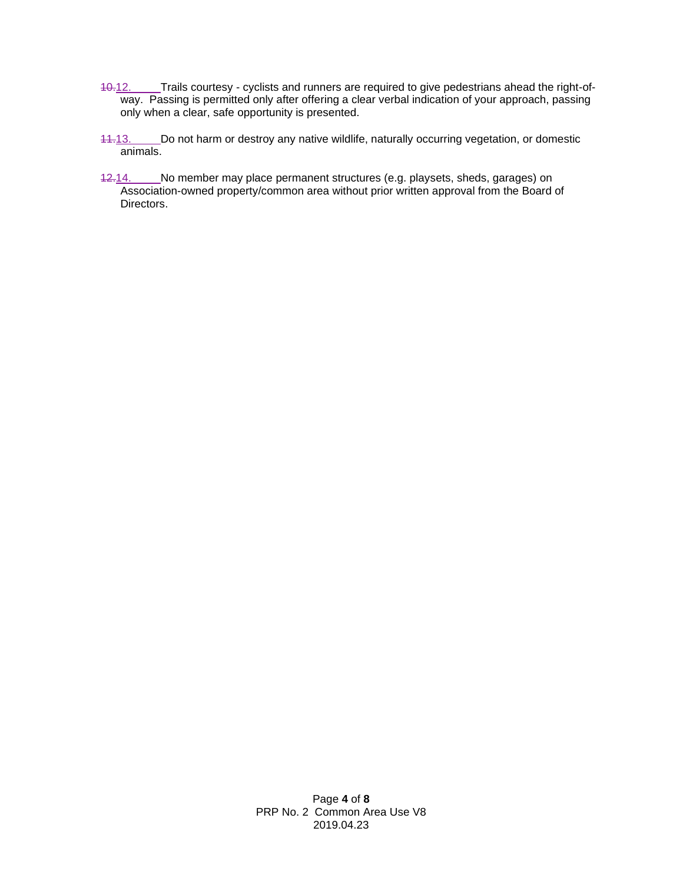~~10.~~12. Trails courtesy - cyclists and runners are required to give pedestrians ahead the right-of-way. Passing is permitted only after offering a clear verbal indication of your approach, passing only when a clear, safe opportunity is presented.

~~11.~~13. Do not harm or destroy any native wildlife, naturally occurring vegetation, or domestic animals.

~~12.~~14. No member may place permanent structures (e.g. playsets, sheds, garages) on Association-owned property/common area without prior written approval from the Board of Directors.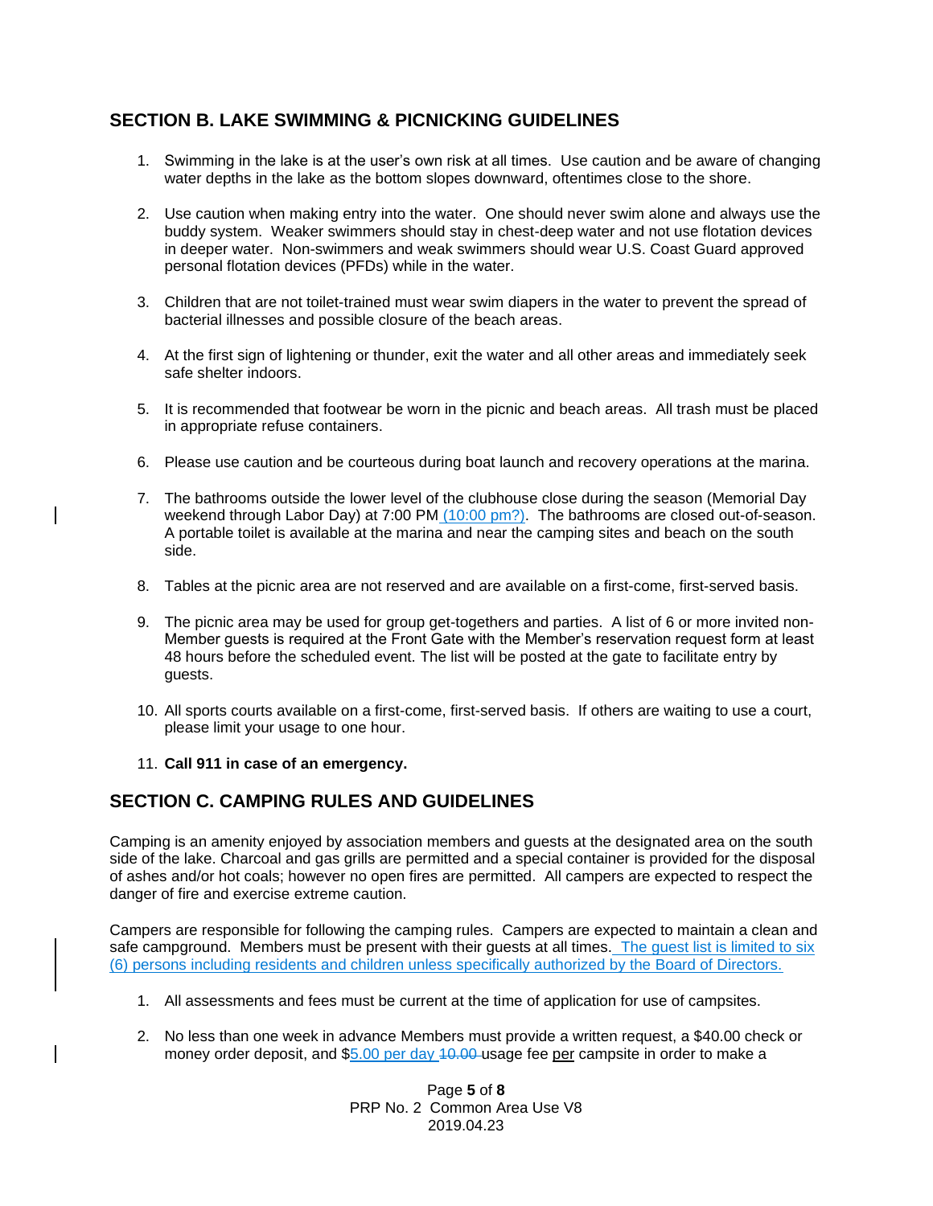## SECTION B. LAKE SWIMMING & PICNICKING GUIDELINES

1. Swimming in the lake is at the user's own risk at all times. Use caution and be aware of changing water depths in the lake as the bottom slopes downward, oftentimes close to the shore.

2. Use caution when making entry into the water. One should never swim alone and always use the buddy system. Weaker swimmers should stay in chest-deep water and not use flotation devices in deeper water. Non-swimmers and weak swimmers should wear U.S. Coast Guard approved personal flotation devices (PFDs) while in the water.

3. Children that are not toilet-trained must wear swim diapers in the water to prevent the spread of bacterial illnesses and possible closure of the beach areas.

4. At the first sign of lightening or thunder, exit the water and all other areas and immediately seek safe shelter indoors.

5. It is recommended that footwear be worn in the picnic and beach areas. All trash must be placed in appropriate refuse containers.

6. Please use caution and be courteous during boat launch and recovery operations at the marina.

7. The bathrooms outside the lower level of the clubhouse close during the season (Memorial Day weekend through Labor Day) at 7:00 PM (10:00 pm?). The bathrooms are closed out-of-season. A portable toilet is available at the marina and near the camping sites and beach on the south side.

8. Tables at the picnic area are not reserved and are available on a first-come, first-served basis.

9. The picnic area may be used for group get-togethers and parties. A list of 6 or more invited non-Member guests is required at the Front Gate with the Member's reservation request form at least 48 hours before the scheduled event. The list will be posted at the gate to facilitate entry by guests.

10. All sports courts available on a first-come, first-served basis. If others are waiting to use a court, please limit your usage to one hour.

11. **Call 911 in case of an emergency.**

## SECTION C. CAMPING RULES AND GUIDELINES

Camping is an amenity enjoyed by association members and guests at the designated area on the south side of the lake. Charcoal and gas grills are permitted and a special container is provided for the disposal of ashes and/or hot coals; however no open fires are permitted. All campers are expected to respect the danger of fire and exercise extreme caution.

Campers are responsible for following the camping rules. Campers are expected to maintain a clean and safe campground. Members must be present with their guests at all times. The guest list is limited to six (6) persons including residents and children unless specifically authorized by the Board of Directors.

1. All assessments and fees must be current at the time of application for use of campsites.

2. No less than one week in advance Members must provide a written request, a $40.00 check or money order deposit, and $5.00 per day ~~10.00~~ usage fee per campsite in order to make a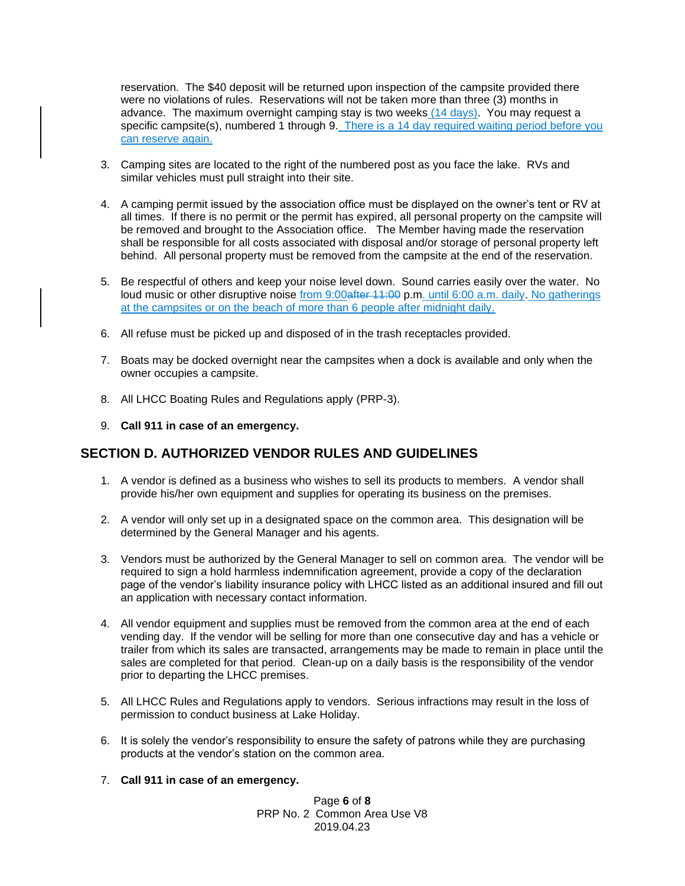reservation. The $40 deposit will be returned upon inspection of the campsite provided there were no violations of rules. Reservations will not be taken more than three (3) months in advance. The maximum overnight camping stay is two weeks (14 days). You may request a specific campsite(s), numbered 1 through 9. There is a 14 day required waiting period before you can reserve again.

3. Camping sites are located to the right of the numbered post as you face the lake. RVs and similar vehicles must pull straight into their site.

4. A camping permit issued by the association office must be displayed on the owner's tent or RV at all times. If there is no permit or the permit has expired, all personal property on the campsite will be removed and brought to the Association office. The Member having made the reservation shall be responsible for all costs associated with disposal and/or storage of personal property left behind. All personal property must be removed from the campsite at the end of the reservation.

5. Be respectful of others and keep your noise level down. Sound carries easily over the water. No loud music or other disruptive noise from 9:00~~after 11:00~~ p.m. until 6:00 a.m. daily. No gatherings at the campsites or on the beach of more than 6 people after midnight daily.

6. All refuse must be picked up and disposed of in the trash receptacles provided.

7. Boats may be docked overnight near the campsites when a dock is available and only when the owner occupies a campsite.

8. All LHCC Boating Rules and Regulations apply (PRP-3).

9. **Call 911 in case of an emergency.**

## SECTION D. AUTHORIZED VENDOR RULES AND GUIDELINES

1. A vendor is defined as a business who wishes to sell its products to members. A vendor shall provide his/her own equipment and supplies for operating its business on the premises.

2. A vendor will only set up in a designated space on the common area. This designation will be determined by the General Manager and his agents.

3. Vendors must be authorized by the General Manager to sell on common area. The vendor will be required to sign a hold harmless indemnification agreement, provide a copy of the declaration page of the vendor's liability insurance policy with LHCC listed as an additional insured and fill out an application with necessary contact information.

4. All vendor equipment and supplies must be removed from the common area at the end of each vending day. If the vendor will be selling for more than one consecutive day and has a vehicle or trailer from which its sales are transacted, arrangements may be made to remain in place until the sales are completed for that period. Clean-up on a daily basis is the responsibility of the vendor prior to departing the LHCC premises.

5. All LHCC Rules and Regulations apply to vendors. Serious infractions may result in the loss of permission to conduct business at Lake Holiday.

6. It is solely the vendor's responsibility to ensure the safety of patrons while they are purchasing products at the vendor's station on the common area.

7. **Call 911 in case of an emergency.**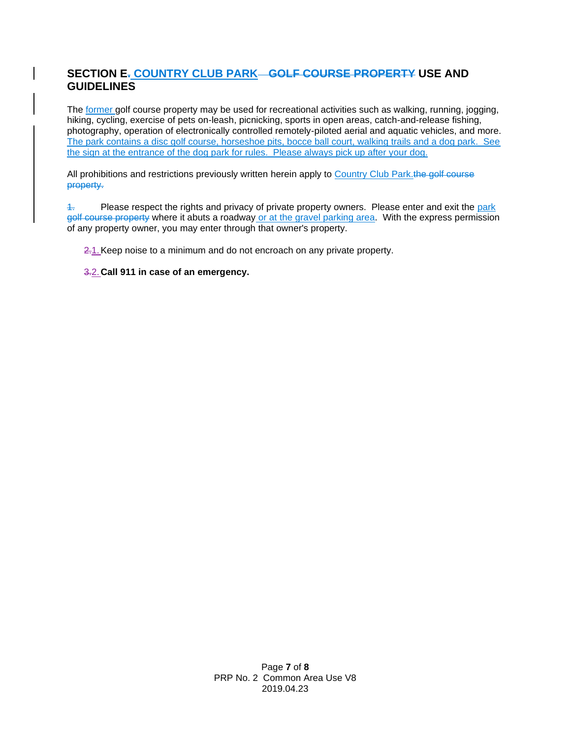## SECTION E~~.~~ COUNTRY CLUB PARK ~~GOLF COURSE PROPERTY~~ USE AND GUIDELINES

The former golf course property may be used for recreational activities such as walking, running, jogging, hiking, cycling, exercise of pets on-leash, picnicking, sports in open areas, catch-and-release fishing, photography, operation of electronically controlled remotely-piloted aerial and aquatic vehicles, and more. The park contains a disc golf course, horseshoe pits, bocce ball court, walking trails and a dog park. See the sign at the entrance of the dog park for rules. Please always pick up after your dog.

All prohibitions and restrictions previously written herein apply to Country Club Park.~~the golf course property.~~

~~1.~~ Please respect the rights and privacy of private property owners. Please enter and exit the park ~~golf course property~~ where it abuts a roadway or at the gravel parking area. With the express permission of any property owner, you may enter through that owner's property.

~~2.~~1. Keep noise to a minimum and do not encroach on any private property.

~~3.~~2. **Call 911 in case of an emergency.**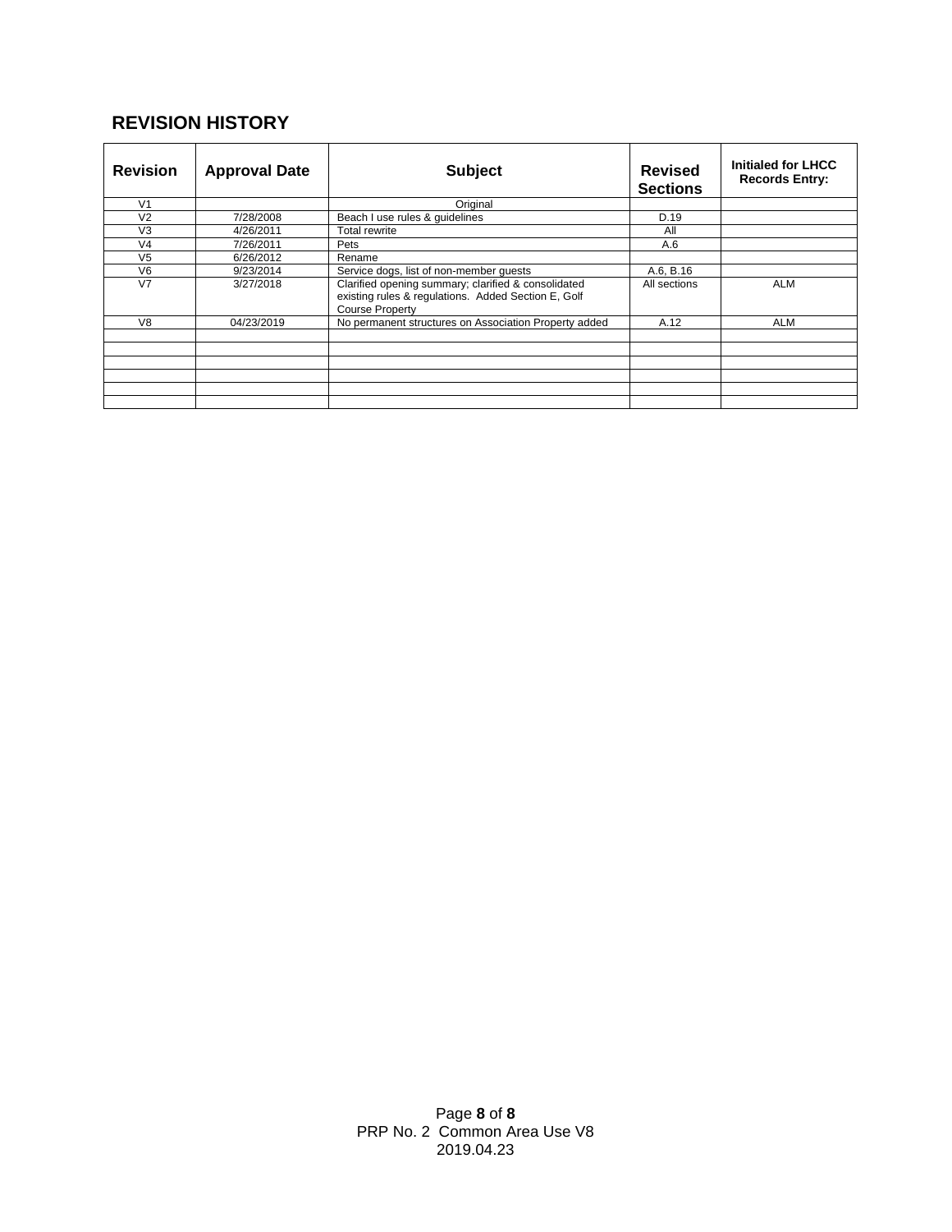## REVISION HISTORY

| Revision | Approval Date | Subject | Revised Sections | Initialed for LHCC Records Entry: |
|---|---|---|---|---|
| V1 | | Original | | |
| V2 | 7/28/2008 | Beach I use rules & guidelines | D.19 | |
| V3 | 4/26/2011 | Total rewrite | All | |
| V4 | 7/26/2011 | Pets | A.6 | |
| V5 | 6/26/2012 | Rename | | |
| V6 | 9/23/2014 | Service dogs, list of non-member guests | A.6, B.16 | |
| V7 | 3/27/2018 | Clarified opening summary; clarified & consolidated existing rules & regulations. Added Section E, Golf Course Property | All sections | ALM |
| V8 | 04/23/2019 | No permanent structures on Association Property added | A.12 | ALM |
| | | | | |
| | | | | |
| | | | | |
| | | | | |
| | | | | |
| | | | | |

PRP No. 2 Common Area Use V8
2019.04.23